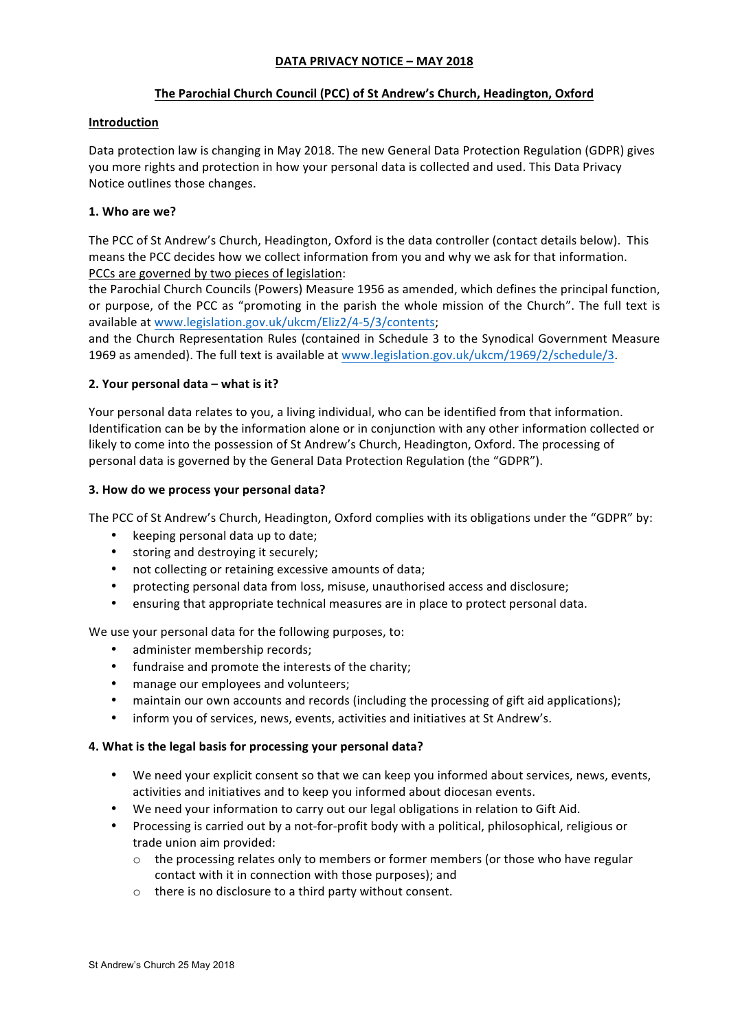**DATA PRIVACY NOTICE – MAY 2018**

**The Parochial Church Council (PCC) of St Andrew's Church, Headington, Oxford**

**Introduction**

Data protection law is changing in May 2018. The new General Data Protection Regulation (GDPR) gives you more rights and protection in how your personal data is collected and used. This Data Privacy Notice outlines those changes.

**1. Who are we?**

The PCC of St Andrew's Church, Headington, Oxford is the data controller (contact details below). This means the PCC decides how we collect information from you and why we ask for that information. PCCs are governed by two pieces of legislation:

the Parochial Church Councils (Powers) Measure 1956 as amended, which defines the principal function, or purpose, of the PCC as "promoting in the parish the whole mission of the Church". The full text is available at www.legislation.gov.uk/ukcm/Eliz2/4-5/3/contents;

and the Church Representation Rules (contained in Schedule 3 to the Synodical Government Measure 1969 as amended). The full text is available at www.legislation.gov.uk/ukcm/1969/2/schedule/3.

**2. Your personal data – what is it?**

Your personal data relates to you, a living individual, who can be identified from that information. Identification can be by the information alone or in conjunction with any other information collected or likely to come into the possession of St Andrew's Church, Headington, Oxford. The processing of personal data is governed by the General Data Protection Regulation (the "GDPR").

**3. How do we process your personal data?**

The PCC of St Andrew's Church, Headington, Oxford complies with its obligations under the "GDPR" by:

- keeping personal data up to date;
- storing and destroying it securely;
- not collecting or retaining excessive amounts of data;
- protecting personal data from loss, misuse, unauthorised access and disclosure;
- ensuring that appropriate technical measures are in place to protect personal data.

We use your personal data for the following purposes, to:

- administer membership records;
- fundraise and promote the interests of the charity;
- manage our employees and volunteers;
- maintain our own accounts and records (including the processing of gift aid applications);
- inform you of services, news, events, activities and initiatives at St Andrew's.

**4. What is the legal basis for processing your personal data?**

- We need your explicit consent so that we can keep you informed about services, news, events, activities and initiatives and to keep you informed about diocesan events.
- We need your information to carry out our legal obligations in relation to Gift Aid.
- Processing is carried out by a not-for-profit body with a political, philosophical, religious or trade union aim provided:
  - the processing relates only to members or former members (or those who have regular contact with it in connection with those purposes); and
  - there is no disclosure to a third party without consent.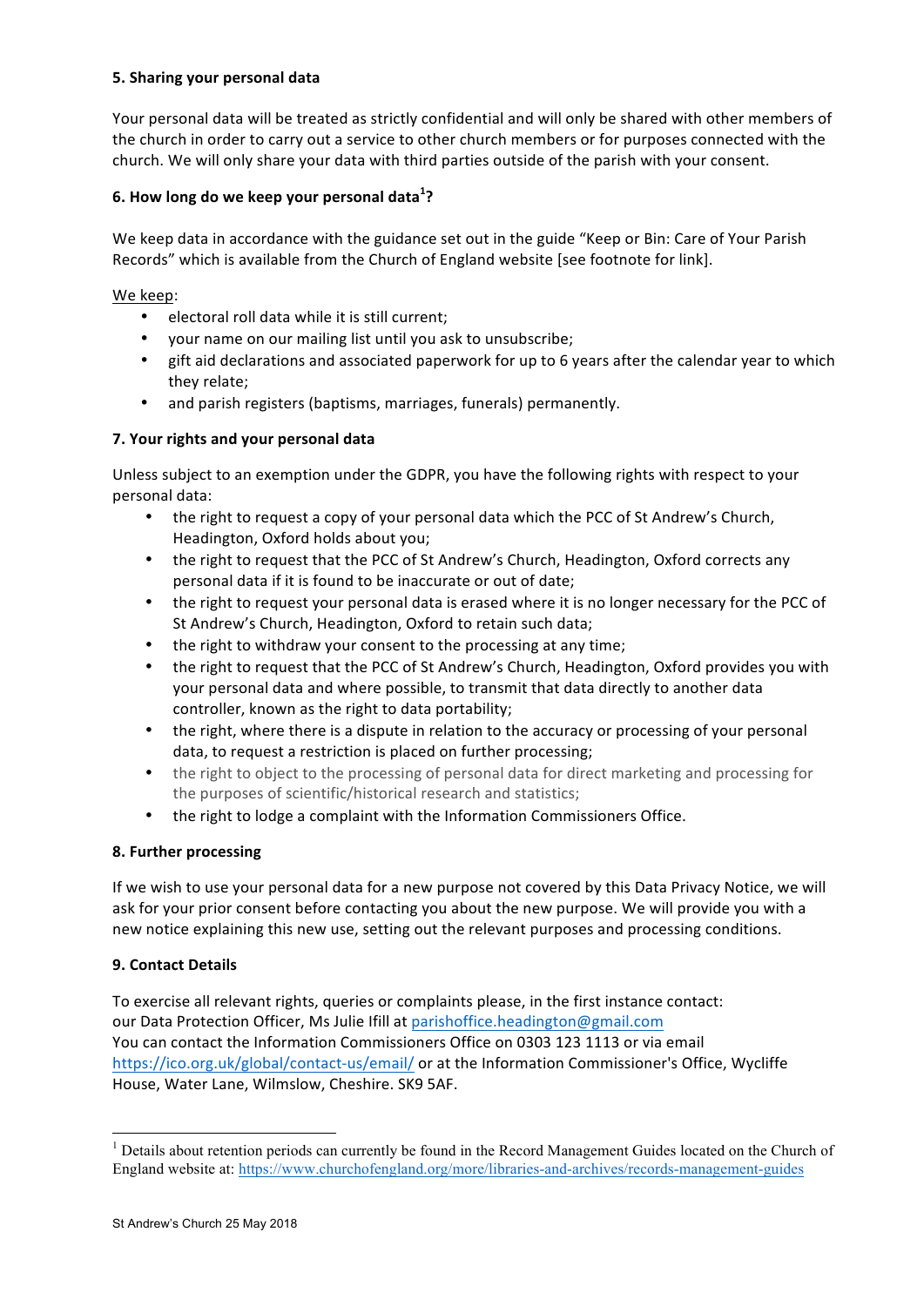### 5. Sharing your personal data

Your personal data will be treated as strictly confidential and will only be shared with other members of the church in order to carry out a service to other church members or for purposes connected with the church. We will only share your data with third parties outside of the parish with your consent.

### 6. How long do we keep your personal data[1]?

We keep data in accordance with the guidance set out in the guide "Keep or Bin: Care of Your Parish Records" which is available from the Church of England website [see footnote for link].

We keep:

- electoral roll data while it is still current;
- your name on our mailing list until you ask to unsubscribe;
- gift aid declarations and associated paperwork for up to 6 years after the calendar year to which they relate;
- and parish registers (baptisms, marriages, funerals) permanently.

### 7. Your rights and your personal data

Unless subject to an exemption under the GDPR, you have the following rights with respect to your personal data:

- the right to request a copy of your personal data which the PCC of St Andrew's Church, Headington, Oxford holds about you;
- the right to request that the PCC of St Andrew's Church, Headington, Oxford corrects any personal data if it is found to be inaccurate or out of date;
- the right to request your personal data is erased where it is no longer necessary for the PCC of St Andrew's Church, Headington, Oxford to retain such data;
- the right to withdraw your consent to the processing at any time;
- the right to request that the PCC of St Andrew's Church, Headington, Oxford provides you with your personal data and where possible, to transmit that data directly to another data controller, known as the right to data portability;
- the right, where there is a dispute in relation to the accuracy or processing of your personal data, to request a restriction is placed on further processing;
- the right to object to the processing of personal data for direct marketing and processing for the purposes of scientific/historical research and statistics;
- the right to lodge a complaint with the Information Commissioners Office.

### 8. Further processing

If we wish to use your personal data for a new purpose not covered by this Data Privacy Notice, we will ask for your prior consent before contacting you about the new purpose. We will provide you with a new notice explaining this new use, setting out the relevant purposes and processing conditions.

### 9. Contact Details

To exercise all relevant rights, queries or complaints please, in the first instance contact:
our Data Protection Officer, Ms Julie Ifill at parishoffice.headington@gmail.com
You can contact the Information Commissioners Office on 0303 123 1113 or via email https://ico.org.uk/global/contact-us/email/ or at the Information Commissioner's Office, Wycliffe House, Water Lane, Wilmslow, Cheshire. SK9 5AF.

---

[1] Details about retention periods can currently be found in the Record Management Guides located on the Church of England website at: https://www.churchofengland.org/more/libraries-and-archives/records-management-guides

St Andrew's Church 25 May 2018